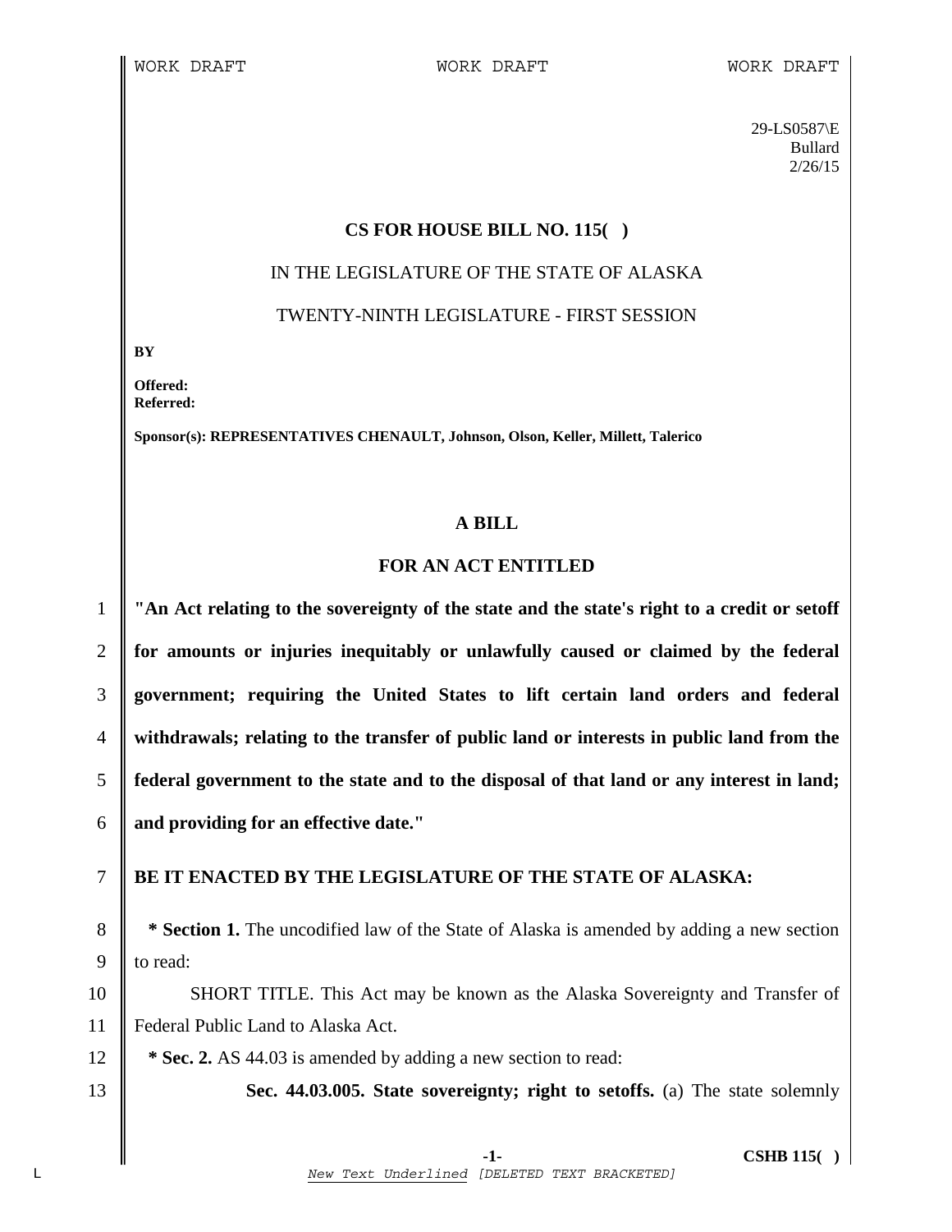WORK DRAFT WORK DRAFT WORK DRAFT

29-LS0587\E
Bullard
2/26/15

**CS FOR HOUSE BILL NO. 115( )**

IN THE LEGISLATURE OF THE STATE OF ALASKA

TWENTY-NINTH LEGISLATURE - FIRST SESSION

**BY**

**Offered:**
**Referred:**

**Sponsor(s): REPRESENTATIVES CHENAULT, Johnson, Olson, Keller, Millett, Talerico**

**A BILL**

**FOR AN ACT ENTITLED**

1 **"An Act relating to the sovereignty of the state and the state's right to a credit or setoff**
2 **for amounts or injuries inequitably or unlawfully caused or claimed by the federal**
3 **government; requiring the United States to lift certain land orders and federal**
4 **withdrawals; relating to the transfer of public land or interests in public land from the**
5 **federal government to the state and to the disposal of that land or any interest in land;**
6 **and providing for an effective date."**

7 **BE IT ENACTED BY THE LEGISLATURE OF THE STATE OF ALASKA:**

8 **\* Section 1.** The uncodified law of the State of Alaska is amended by adding a new section
9 to read:

10 SHORT TITLE. This Act may be known as the Alaska Sovereignty and Transfer of
11 Federal Public Land to Alaska Act.

12 **\* Sec. 2.** AS 44.03 is amended by adding a new section to read:

13 **Sec. 44.03.005. State sovereignty; right to setoffs.** (a) The state solemnly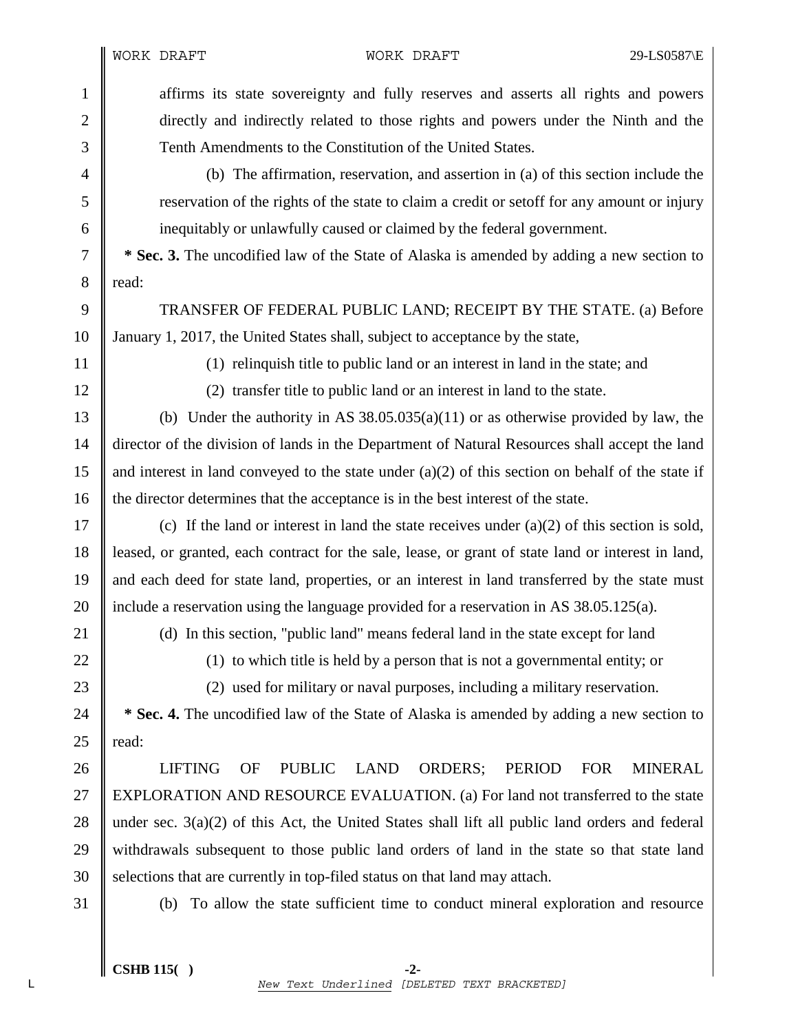affirms its state sovereignty and fully reserves and asserts all rights and powers directly and indirectly related to those rights and powers under the Ninth and the Tenth Amendments to the Constitution of the United States.

(b) The affirmation, reservation, and assertion in (a) of this section include the reservation of the rights of the state to claim a credit or setoff for any amount or injury inequitably or unlawfully caused or claimed by the federal government.

**\* Sec. 3.** The uncodified law of the State of Alaska is amended by adding a new section to read:

TRANSFER OF FEDERAL PUBLIC LAND; RECEIPT BY THE STATE. (a) Before January 1, 2017, the United States shall, subject to acceptance by the state,

(1) relinquish title to public land or an interest in land in the state; and

(2) transfer title to public land or an interest in land to the state.

(b) Under the authority in AS 38.05.035(a)(11) or as otherwise provided by law, the director of the division of lands in the Department of Natural Resources shall accept the land and interest in land conveyed to the state under (a)(2) of this section on behalf of the state if the director determines that the acceptance is in the best interest of the state.

(c) If the land or interest in land the state receives under (a)(2) of this section is sold, leased, or granted, each contract for the sale, lease, or grant of state land or interest in land, and each deed for state land, properties, or an interest in land transferred by the state must include a reservation using the language provided for a reservation in AS 38.05.125(a).

(d) In this section, "public land" means federal land in the state except for land

(1) to which title is held by a person that is not a governmental entity; or

(2) used for military or naval purposes, including a military reservation.

**\* Sec. 4.** The uncodified law of the State of Alaska is amended by adding a new section to read:

LIFTING OF PUBLIC LAND ORDERS; PERIOD FOR MINERAL EXPLORATION AND RESOURCE EVALUATION. (a) For land not transferred to the state under sec. 3(a)(2) of this Act, the United States shall lift all public land orders and federal withdrawals subsequent to those public land orders of land in the state so that state land selections that are currently in top-filed status on that land may attach.

(b) To allow the state sufficient time to conduct mineral exploration and resource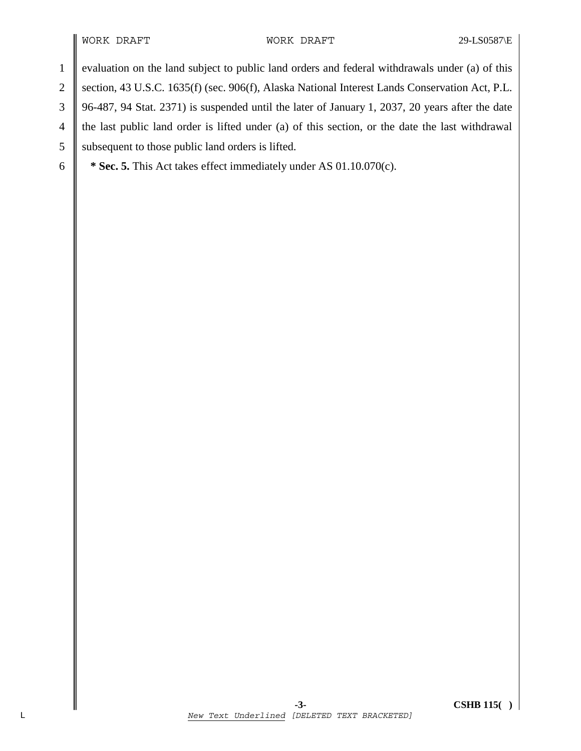evaluation on the land subject to public land orders and federal withdrawals under (a) of this section, 43 U.S.C. 1635(f) (sec. 906(f), Alaska National Interest Lands Conservation Act, P.L. 96-487, 94 Stat. 2371) is suspended until the later of January 1, 2037, 20 years after the date the last public land order is lifted under (a) of this section, or the date the last withdrawal subsequent to those public land orders is lifted.

**\* Sec. 5.** This Act takes effect immediately under AS 01.10.070(c).